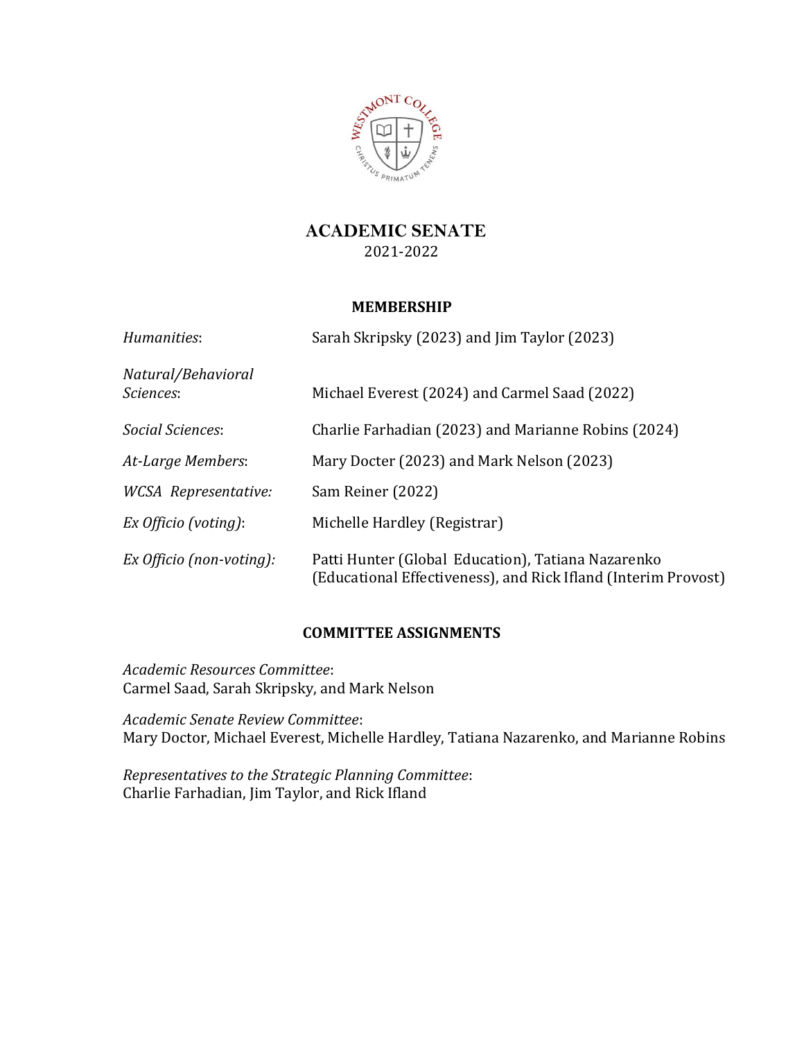# ACADEMIC SENATE

2021-2022

## MEMBERSHIP

| | |
|---|---|
| *Humanities*: | Sarah Skripsky (2023) and Jim Taylor (2023) |
| *Natural/Behavioral Sciences*: | Michael Everest (2024) and Carmel Saad (2022) |
| *Social Sciences*: | Charlie Farhadian (2023) and Marianne Robins (2024) |
| *At-Large Members*: | Mary Docter (2023) and Mark Nelson (2023) |
| *WCSA Representative:* | Sam Reiner (2022) |
| *Ex Officio (voting)*: | Michelle Hardley (Registrar) |
| *Ex Officio (non-voting):* | Patti Hunter (Global Education), Tatiana Nazarenko (Educational Effectiveness), and Rick Ifland (Interim Provost) |

## COMMITTEE ASSIGNMENTS

*Academic Resources Committee*:
Carmel Saad, Sarah Skripsky, and Mark Nelson

*Academic Senate Review Committee*:
Mary Doctor, Michael Everest, Michelle Hardley, Tatiana Nazarenko, and Marianne Robins

*Representatives to the Strategic Planning Committee*:
Charlie Farhadian, Jim Taylor, and Rick Ifland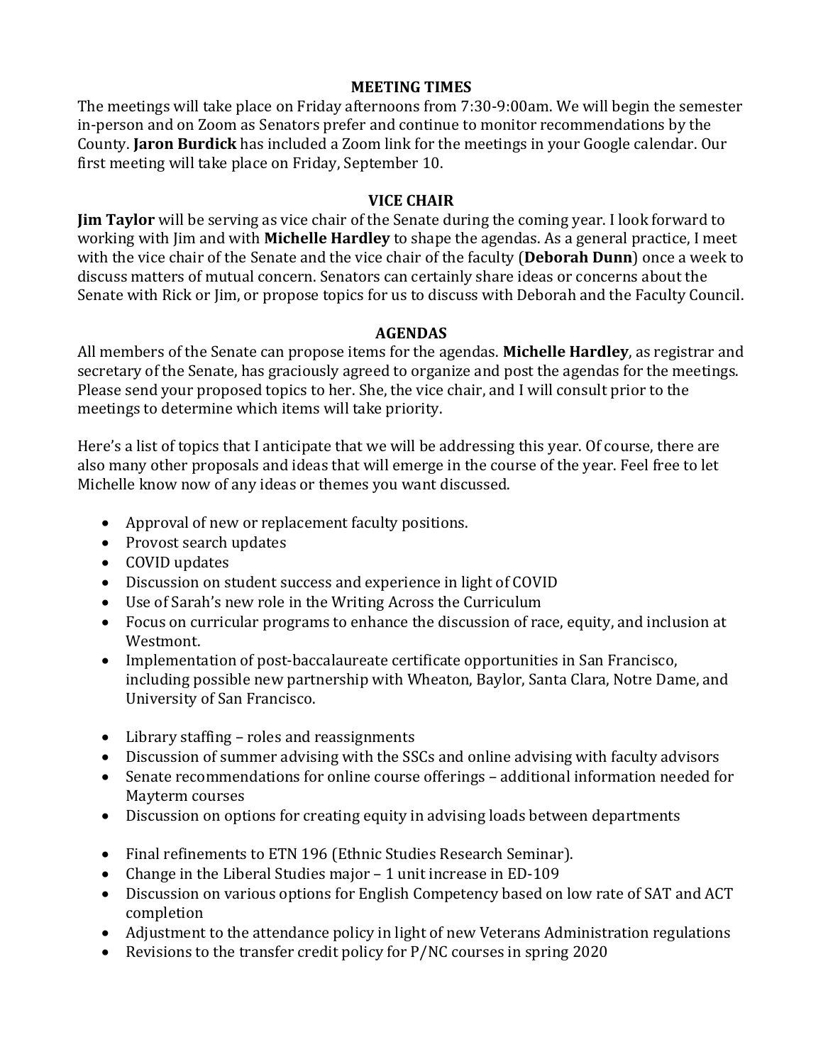## MEETING TIMES

The meetings will take place on Friday afternoons from 7:30-9:00am. We will begin the semester in-person and on Zoom as Senators prefer and continue to monitor recommendations by the County. **Jaron Burdick** has included a Zoom link for the meetings in your Google calendar. Our first meeting will take place on Friday, September 10.

## VICE CHAIR

**Jim Taylor** will be serving as vice chair of the Senate during the coming year. I look forward to working with Jim and with **Michelle Hardley** to shape the agendas. As a general practice, I meet with the vice chair of the Senate and the vice chair of the faculty (**Deborah Dunn**) once a week to discuss matters of mutual concern. Senators can certainly share ideas or concerns about the Senate with Rick or Jim, or propose topics for us to discuss with Deborah and the Faculty Council.

## AGENDAS

All members of the Senate can propose items for the agendas. **Michelle Hardley**, as registrar and secretary of the Senate, has graciously agreed to organize and post the agendas for the meetings. Please send your proposed topics to her. She, the vice chair, and I will consult prior to the meetings to determine which items will take priority.

Here's a list of topics that I anticipate that we will be addressing this year. Of course, there are also many other proposals and ideas that will emerge in the course of the year. Feel free to let Michelle know now of any ideas or themes you want discussed.

- Approval of new or replacement faculty positions.
- Provost search updates
- COVID updates
- Discussion on student success and experience in light of COVID
- Use of Sarah's new role in the Writing Across the Curriculum
- Focus on curricular programs to enhance the discussion of race, equity, and inclusion at Westmont.
- Implementation of post-baccalaureate certificate opportunities in San Francisco, including possible new partnership with Wheaton, Baylor, Santa Clara, Notre Dame, and University of San Francisco.

- Library staffing – roles and reassignments
- Discussion of summer advising with the SSCs and online advising with faculty advisors
- Senate recommendations for online course offerings – additional information needed for Mayterm courses
- Discussion on options for creating equity in advising loads between departments

- Final refinements to ETN 196 (Ethnic Studies Research Seminar).
- Change in the Liberal Studies major – 1 unit increase in ED-109
- Discussion on various options for English Competency based on low rate of SAT and ACT completion
- Adjustment to the attendance policy in light of new Veterans Administration regulations
- Revisions to the transfer credit policy for P/NC courses in spring 2020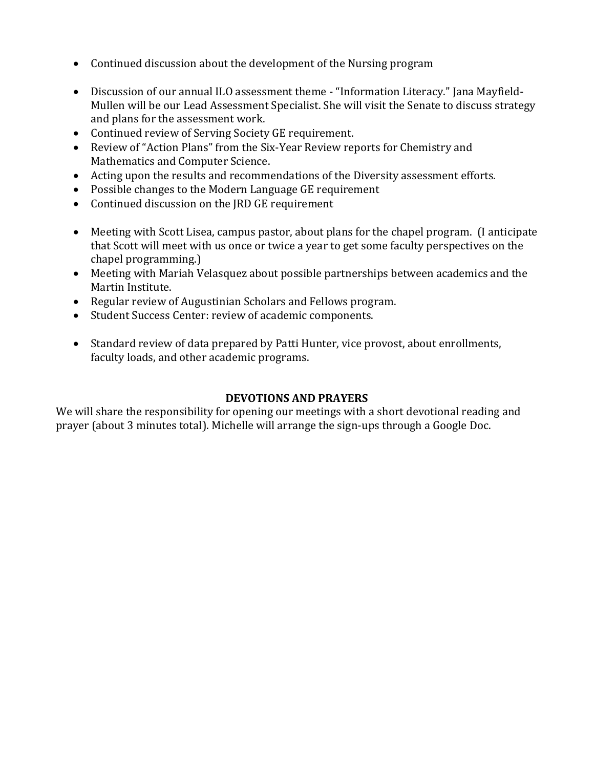- Continued discussion about the development of the Nursing program

- Discussion of our annual ILO assessment theme - "Information Literacy." Jana Mayfield-Mullen will be our Lead Assessment Specialist. She will visit the Senate to discuss strategy and plans for the assessment work.
- Continued review of Serving Society GE requirement.
- Review of "Action Plans" from the Six-Year Review reports for Chemistry and Mathematics and Computer Science.
- Acting upon the results and recommendations of the Diversity assessment efforts.
- Possible changes to the Modern Language GE requirement
- Continued discussion on the JRD GE requirement

- Meeting with Scott Lisea, campus pastor, about plans for the chapel program. (I anticipate that Scott will meet with us once or twice a year to get some faculty perspectives on the chapel programming.)
- Meeting with Mariah Velasquez about possible partnerships between academics and the Martin Institute.
- Regular review of Augustinian Scholars and Fellows program.
- Student Success Center: review of academic components.

- Standard review of data prepared by Patti Hunter, vice provost, about enrollments, faculty loads, and other academic programs.

## DEVOTIONS AND PRAYERS

We will share the responsibility for opening our meetings with a short devotional reading and prayer (about 3 minutes total). Michelle will arrange the sign-ups through a Google Doc.